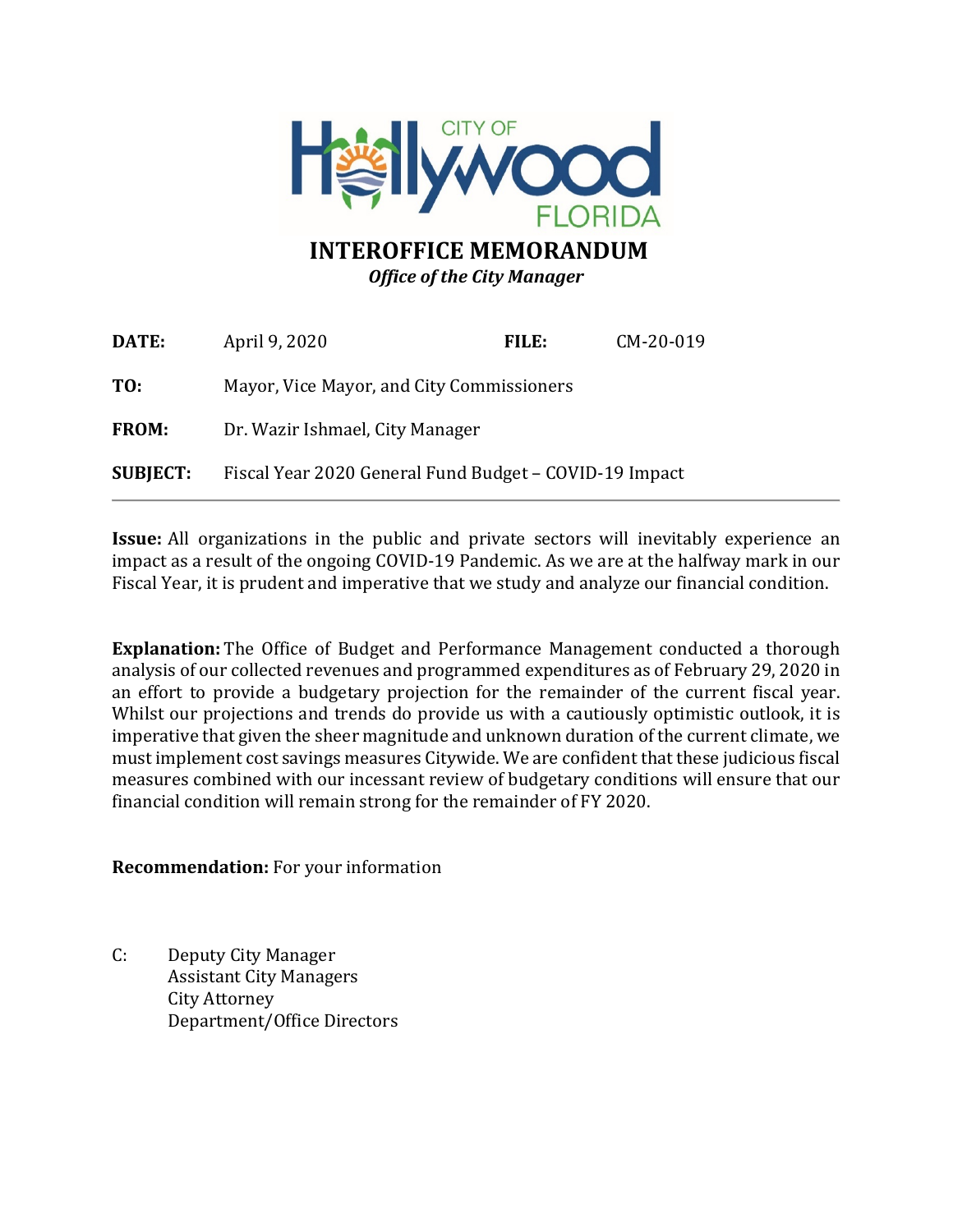CITY OF Hollywood FLORIDA

# INTEROFFICE MEMORANDUM

*Office of the City Manager*

| | | | |
|---|---|---|---|
| **DATE:** | April 9, 2020 | **FILE:** | CM-20-019 |
| **TO:** | Mayor, Vice Mayor, and City Commissioners | | |
| **FROM:** | Dr. Wazir Ishmael, City Manager | | |
| **SUBJECT:** | Fiscal Year 2020 General Fund Budget – COVID-19 Impact | | |

---

**Issue:** All organizations in the public and private sectors will inevitably experience an impact as a result of the ongoing COVID-19 Pandemic. As we are at the halfway mark in our Fiscal Year, it is prudent and imperative that we study and analyze our financial condition.

**Explanation:** The Office of Budget and Performance Management conducted a thorough analysis of our collected revenues and programmed expenditures as of February 29, 2020 in an effort to provide a budgetary projection for the remainder of the current fiscal year. Whilst our projections and trends do provide us with a cautiously optimistic outlook, it is imperative that given the sheer magnitude and unknown duration of the current climate, we must implement cost savings measures Citywide. We are confident that these judicious fiscal measures combined with our incessant review of budgetary conditions will ensure that our financial condition will remain strong for the remainder of FY 2020.

**Recommendation:** For your information

C: Deputy City Manager
Assistant City Managers
City Attorney
Department/Office Directors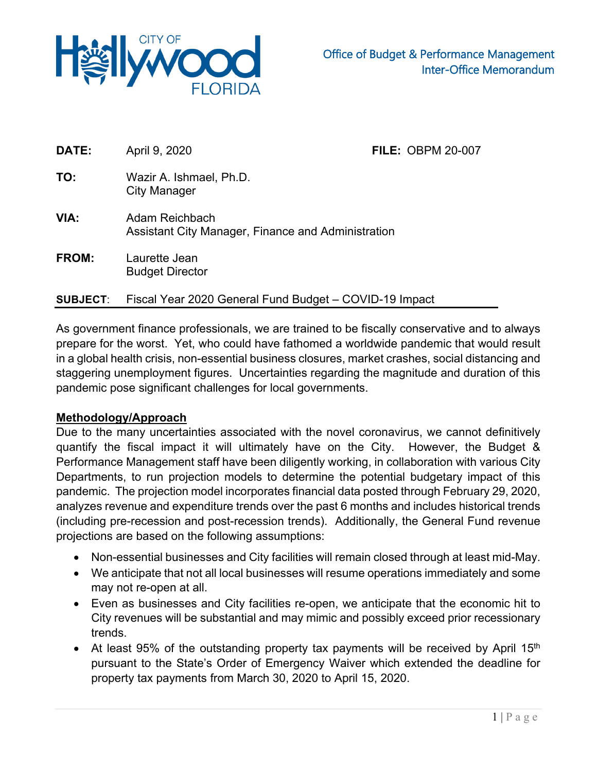**Office of Budget & Performance Management**
**Inter-Office Memorandum**

| | | | |
|---|---|---|---|
| **DATE:** | April 9, 2020 | **FILE:** | OBPM 20-007 |
| **TO:** | Wazir A. Ishmael, Ph.D.<br>City Manager | | |
| **VIA:** | Adam Reichbach<br>Assistant City Manager, Finance and Administration | | |
| **FROM:** | Laurette Jean<br>Budget Director | | |
| **SUBJECT:** | Fiscal Year 2020 General Fund Budget – COVID-19 Impact | | |

As government finance professionals, we are trained to be fiscally conservative and to always prepare for the worst. Yet, who could have fathomed a worldwide pandemic that would result in a global health crisis, non-essential business closures, market crashes, social distancing and staggering unemployment figures. Uncertainties regarding the magnitude and duration of this pandemic pose significant challenges for local governments.

**Methodology/Approach**

Due to the many uncertainties associated with the novel coronavirus, we cannot definitively quantify the fiscal impact it will ultimately have on the City. However, the Budget & Performance Management staff have been diligently working, in collaboration with various City Departments, to run projection models to determine the potential budgetary impact of this pandemic. The projection model incorporates financial data posted through February 29, 2020, analyzes revenue and expenditure trends over the past 6 months and includes historical trends (including pre-recession and post-recession trends). Additionally, the General Fund revenue projections are based on the following assumptions:

- Non-essential businesses and City facilities will remain closed through at least mid-May.
- We anticipate that not all local businesses will resume operations immediately and some may not re-open at all.
- Even as businesses and City facilities re-open, we anticipate that the economic hit to City revenues will be substantial and may mimic and possibly exceed prior recessionary trends.
- At least 95% of the outstanding property tax payments will be received by April 15th pursuant to the State's Order of Emergency Waiver which extended the deadline for property tax payments from March 30, 2020 to April 15, 2020.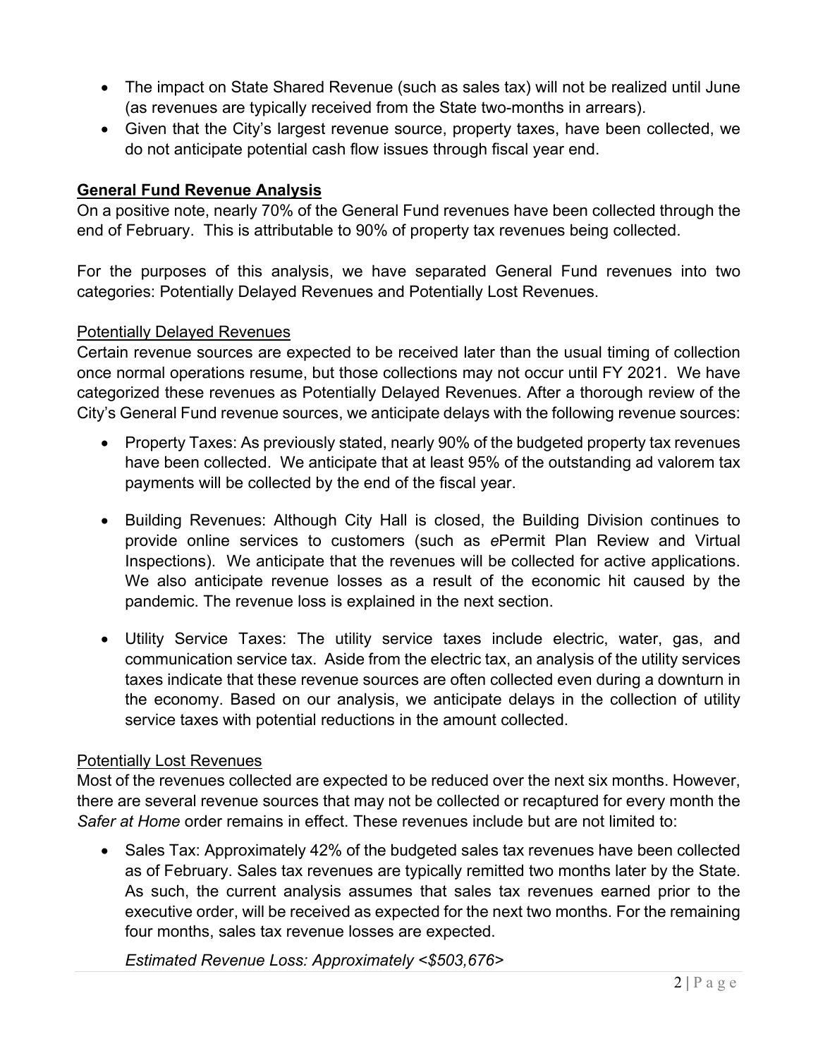- The impact on State Shared Revenue (such as sales tax) will not be realized until June (as revenues are typically received from the State two-months in arrears).
- Given that the City's largest revenue source, property taxes, have been collected, we do not anticipate potential cash flow issues through fiscal year end.

**General Fund Revenue Analysis**

On a positive note, nearly 70% of the General Fund revenues have been collected through the end of February. This is attributable to 90% of property tax revenues being collected.

For the purposes of this analysis, we have separated General Fund revenues into two categories: Potentially Delayed Revenues and Potentially Lost Revenues.

Potentially Delayed Revenues

Certain revenue sources are expected to be received later than the usual timing of collection once normal operations resume, but those collections may not occur until FY 2021. We have categorized these revenues as Potentially Delayed Revenues. After a thorough review of the City's General Fund revenue sources, we anticipate delays with the following revenue sources:

- Property Taxes: As previously stated, nearly 90% of the budgeted property tax revenues have been collected. We anticipate that at least 95% of the outstanding ad valorem tax payments will be collected by the end of the fiscal year.

- Building Revenues: Although City Hall is closed, the Building Division continues to provide online services to customers (such as *e*Permit Plan Review and Virtual Inspections). We anticipate that the revenues will be collected for active applications. We also anticipate revenue losses as a result of the economic hit caused by the pandemic. The revenue loss is explained in the next section.

- Utility Service Taxes: The utility service taxes include electric, water, gas, and communication service tax. Aside from the electric tax, an analysis of the utility services taxes indicate that these revenue sources are often collected even during a downturn in the economy. Based on our analysis, we anticipate delays in the collection of utility service taxes with potential reductions in the amount collected.

Potentially Lost Revenues

Most of the revenues collected are expected to be reduced over the next six months. However, there are several revenue sources that may not be collected or recaptured for every month the *Safer at Home* order remains in effect. These revenues include but are not limited to:

- Sales Tax: Approximately 42% of the budgeted sales tax revenues have been collected as of February. Sales tax revenues are typically remitted two months later by the State. As such, the current analysis assumes that sales tax revenues earned prior to the executive order, will be received as expected for the next two months. For the remaining four months, sales tax revenue losses are expected.

  *Estimated Revenue Loss: Approximately <$503,676>*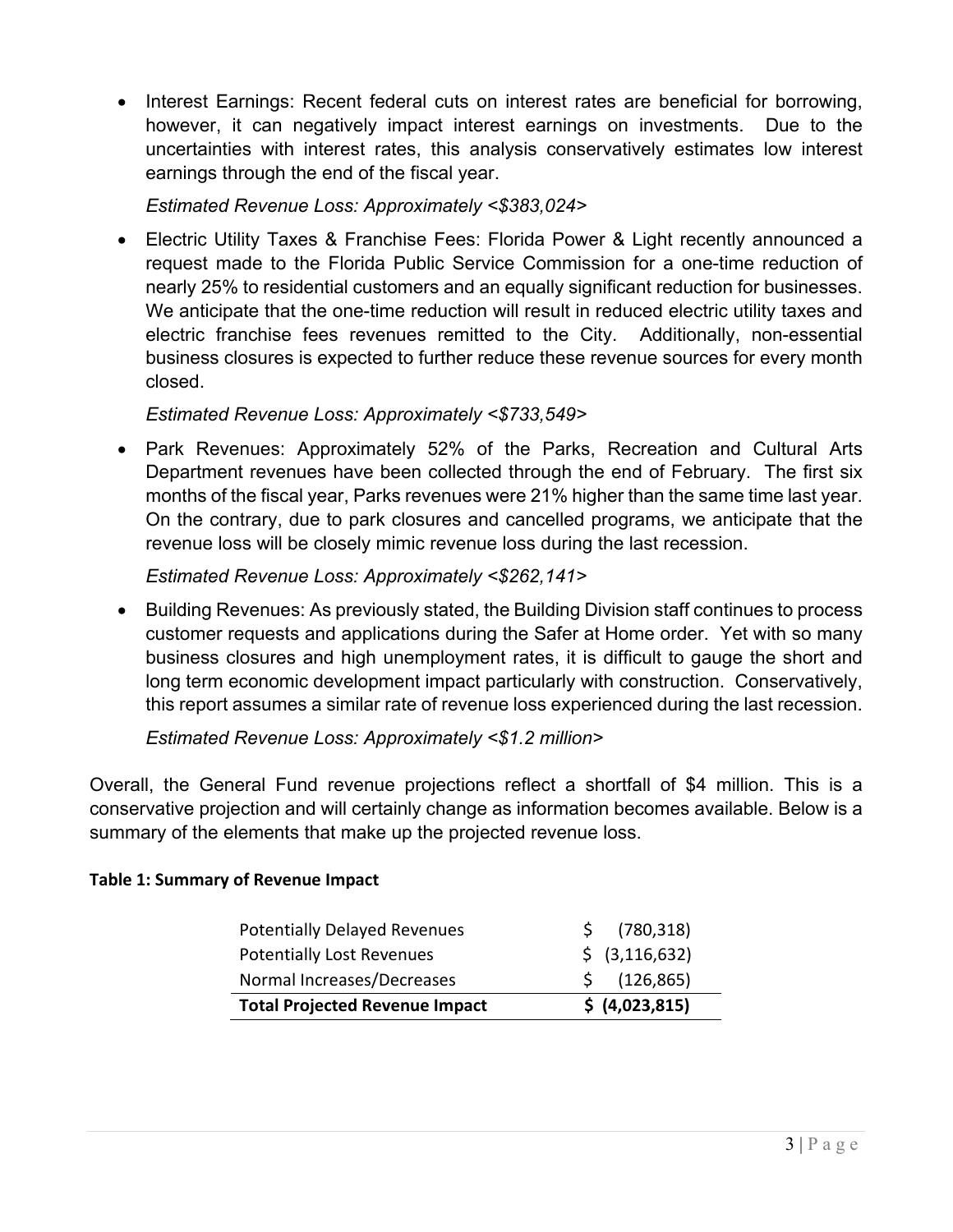- Interest Earnings: Recent federal cuts on interest rates are beneficial for borrowing, however, it can negatively impact interest earnings on investments. Due to the uncertainties with interest rates, this analysis conservatively estimates low interest earnings through the end of the fiscal year.

  *Estimated Revenue Loss: Approximately <$383,024>*

- Electric Utility Taxes & Franchise Fees: Florida Power & Light recently announced a request made to the Florida Public Service Commission for a one-time reduction of nearly 25% to residential customers and an equally significant reduction for businesses. We anticipate that the one-time reduction will result in reduced electric utility taxes and electric franchise fees revenues remitted to the City. Additionally, non-essential business closures is expected to further reduce these revenue sources for every month closed.

  *Estimated Revenue Loss: Approximately <$733,549>*

- Park Revenues: Approximately 52% of the Parks, Recreation and Cultural Arts Department revenues have been collected through the end of February. The first six months of the fiscal year, Parks revenues were 21% higher than the same time last year. On the contrary, due to park closures and cancelled programs, we anticipate that the revenue loss will be closely mimic revenue loss during the last recession.

  *Estimated Revenue Loss: Approximately <$262,141>*

- Building Revenues: As previously stated, the Building Division staff continues to process customer requests and applications during the Safer at Home order. Yet with so many business closures and high unemployment rates, it is difficult to gauge the short and long term economic development impact particularly with construction. Conservatively, this report assumes a similar rate of revenue loss experienced during the last recession.

  *Estimated Revenue Loss: Approximately <$1.2 million>*

Overall, the General Fund revenue projections reflect a shortfall of $4 million. This is a conservative projection and will certainly change as information becomes available. Below is a summary of the elements that make up the projected revenue loss.

**Table 1: Summary of Revenue Impact**

| | |
|---|---|
| Potentially Delayed Revenues | $ (780,318) |
| Potentially Lost Revenues | $ (3,116,632) |
| Normal Increases/Decreases | $ (126,865) |
| **Total Projected Revenue Impact** | **$ (4,023,815)** |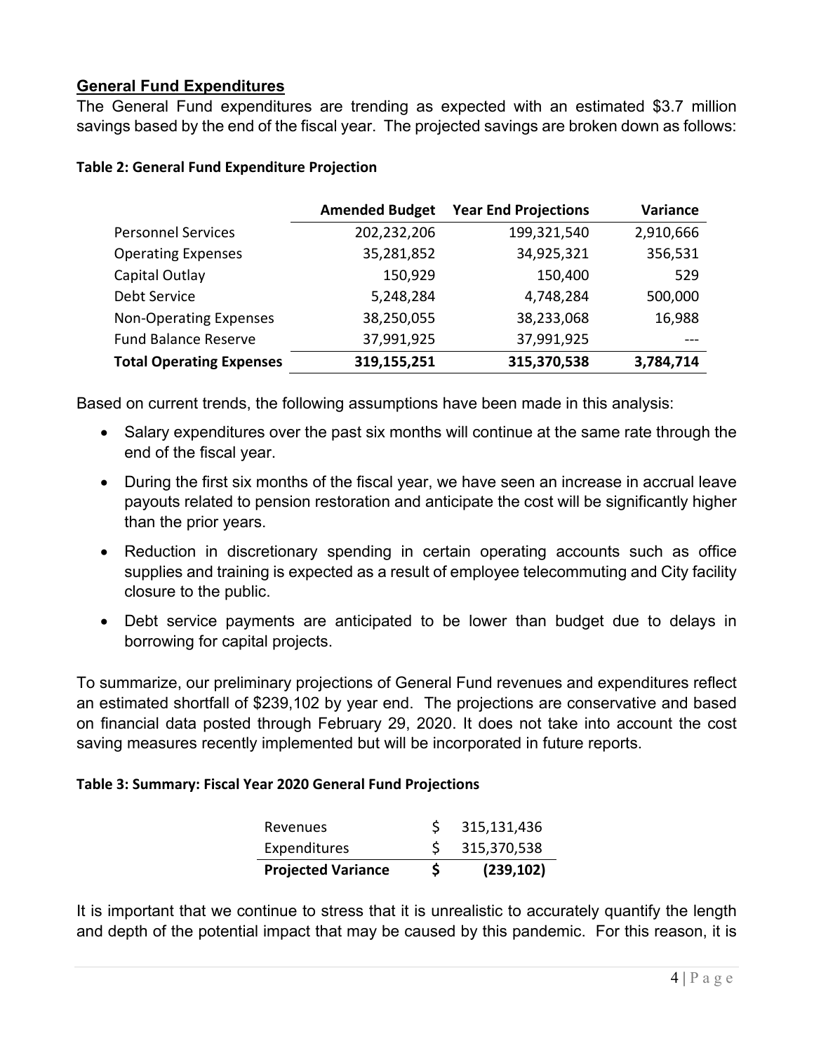## General Fund Expenditures

The General Fund expenditures are trending as expected with an estimated $3.7 million savings based by the end of the fiscal year. The projected savings are broken down as follows:

**Table 2: General Fund Expenditure Projection**

| | Amended Budget | Year End Projections | Variance |
|---|---|---|---|
| Personnel Services | 202,232,206 | 199,321,540 | 2,910,666 |
| Operating Expenses | 35,281,852 | 34,925,321 | 356,531 |
| Capital Outlay | 150,929 | 150,400 | 529 |
| Debt Service | 5,248,284 | 4,748,284 | 500,000 |
| Non-Operating Expenses | 38,250,055 | 38,233,068 | 16,988 |
| Fund Balance Reserve | 37,991,925 | 37,991,925 | --- |
| **Total Operating Expenses** | **319,155,251** | **315,370,538** | **3,784,714** |

Based on current trends, the following assumptions have been made in this analysis:

- Salary expenditures over the past six months will continue at the same rate through the end of the fiscal year.
- During the first six months of the fiscal year, we have seen an increase in accrual leave payouts related to pension restoration and anticipate the cost will be significantly higher than the prior years.
- Reduction in discretionary spending in certain operating accounts such as office supplies and training is expected as a result of employee telecommuting and City facility closure to the public.
- Debt service payments are anticipated to be lower than budget due to delays in borrowing for capital projects.

To summarize, our preliminary projections of General Fund revenues and expenditures reflect an estimated shortfall of $239,102 by year end. The projections are conservative and based on financial data posted through February 29, 2020. It does not take into account the cost saving measures recently implemented but will be incorporated in future reports.

**Table 3: Summary: Fiscal Year 2020 General Fund Projections**

| | | |
|---|---|---|
| Revenues | $ | 315,131,436 |
| Expenditures | $ | 315,370,538 |
| **Projected Variance** | **$** | **(239,102)** |

It is important that we continue to stress that it is unrealistic to accurately quantify the length and depth of the potential impact that may be caused by this pandemic. For this reason, it is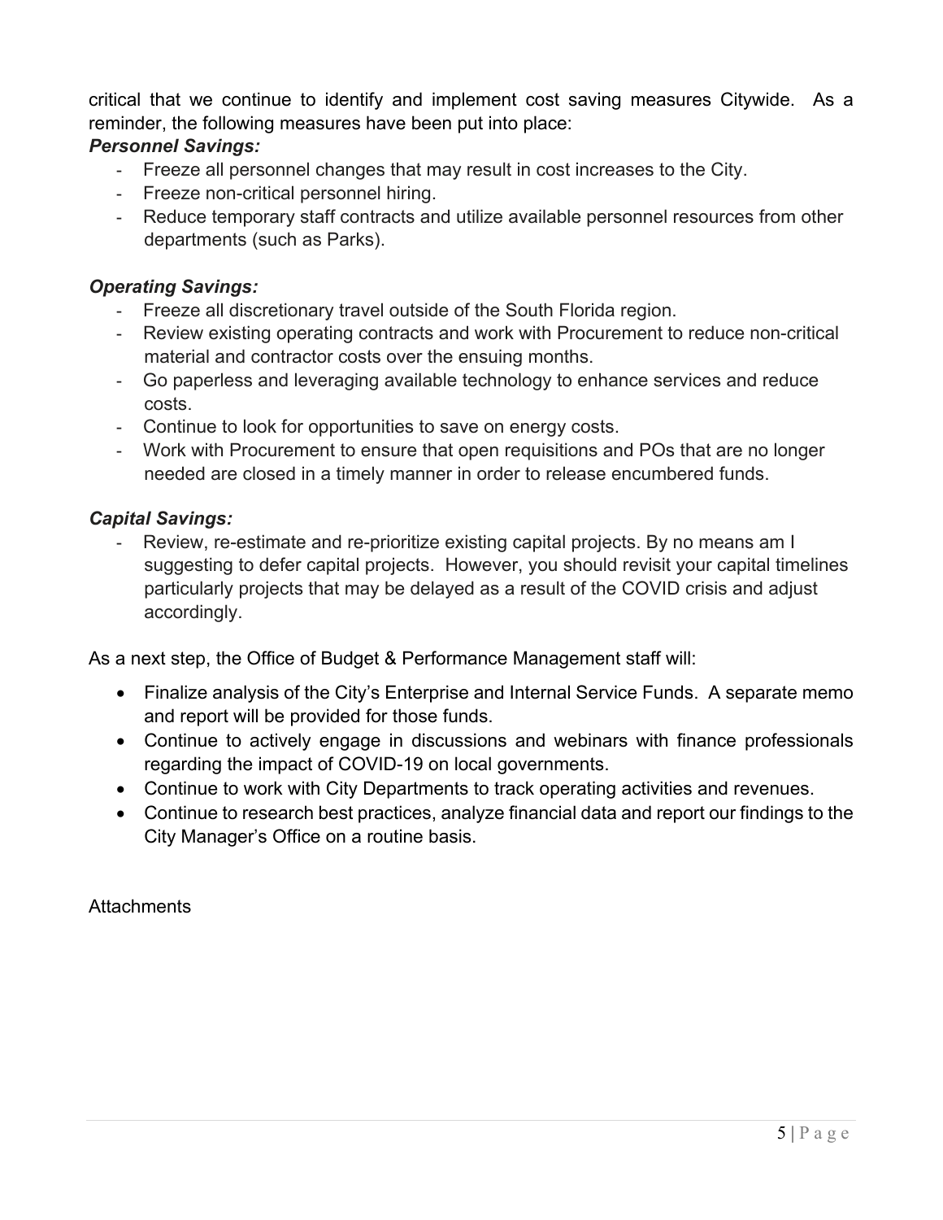critical that we continue to identify and implement cost saving measures Citywide. As a reminder, the following measures have been put into place:

***Personnel Savings:***

- Freeze all personnel changes that may result in cost increases to the City.
- Freeze non-critical personnel hiring.
- Reduce temporary staff contracts and utilize available personnel resources from other departments (such as Parks).

***Operating Savings:***

- Freeze all discretionary travel outside of the South Florida region.
- Review existing operating contracts and work with Procurement to reduce non-critical material and contractor costs over the ensuing months.
- Go paperless and leveraging available technology to enhance services and reduce costs.
- Continue to look for opportunities to save on energy costs.
- Work with Procurement to ensure that open requisitions and POs that are no longer needed are closed in a timely manner in order to release encumbered funds.

***Capital Savings:***

- Review, re-estimate and re-prioritize existing capital projects. By no means am I suggesting to defer capital projects. However, you should revisit your capital timelines particularly projects that may be delayed as a result of the COVID crisis and adjust accordingly.

As a next step, the Office of Budget & Performance Management staff will:

- Finalize analysis of the City's Enterprise and Internal Service Funds. A separate memo and report will be provided for those funds.
- Continue to actively engage in discussions and webinars with finance professionals regarding the impact of COVID-19 on local governments.
- Continue to work with City Departments to track operating activities and revenues.
- Continue to research best practices, analyze financial data and report our findings to the City Manager's Office on a routine basis.

Attachments